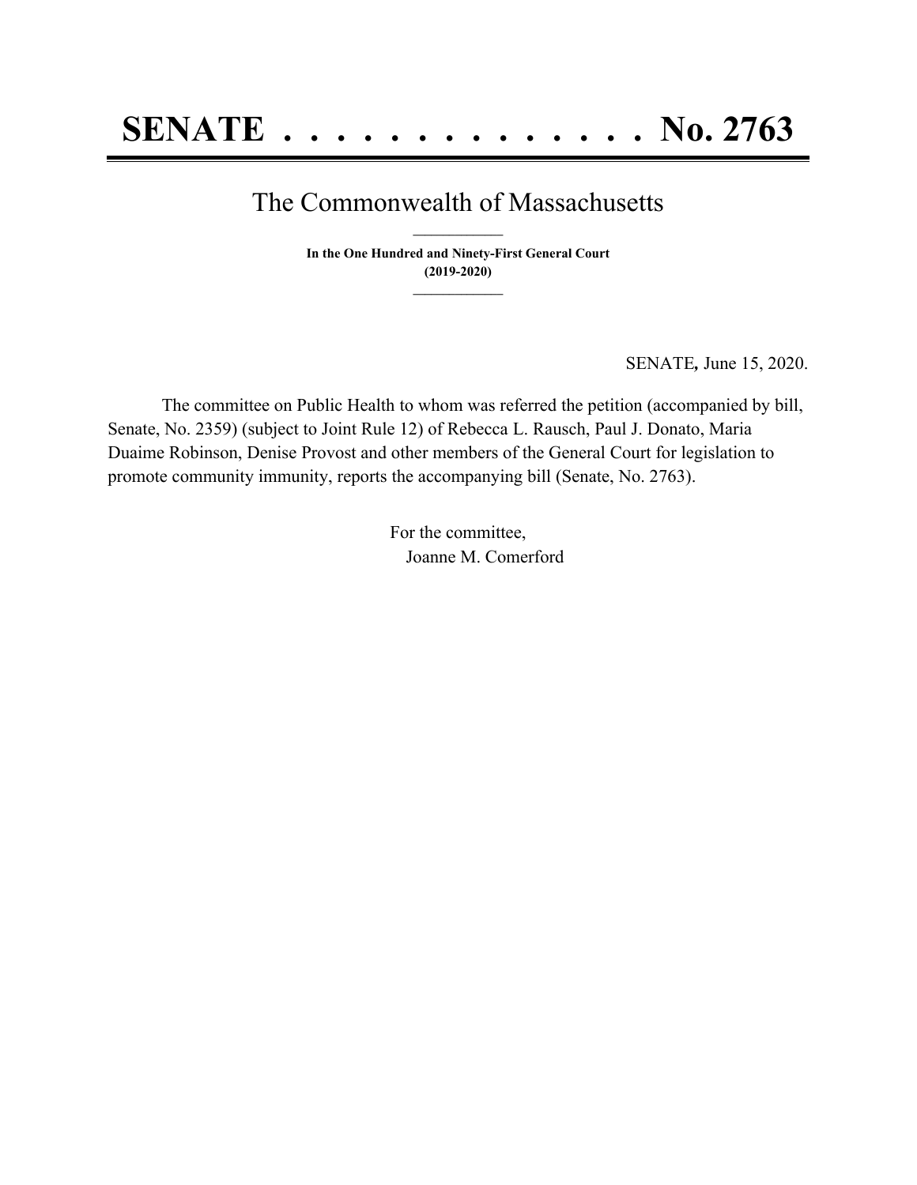# SENATE . . . . . . . . . . . . . . No. 2763

## The Commonwealth of Massachusetts

**In the One Hundred and Ninety-First General Court**
**(2019-2020)**

SENATE*,* June 15, 2020.

The committee on Public Health to whom was referred the petition (accompanied by bill, Senate, No. 2359) (subject to Joint Rule 12) of Rebecca L. Rausch, Paul J. Donato, Maria Duaime Robinson, Denise Provost and other members of the General Court for legislation to promote community immunity, reports the accompanying bill (Senate, No. 2763).

For the committee,
Joanne M. Comerford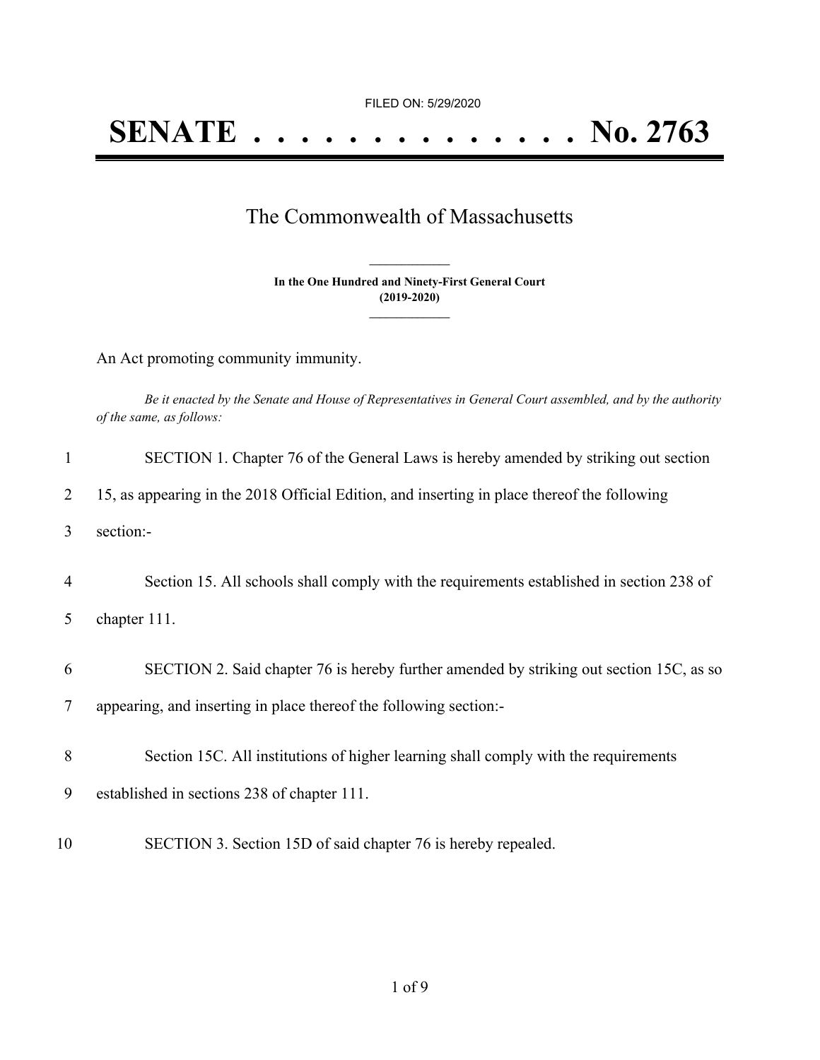FILED ON: 5/29/2020

# SENATE . . . . . . . . . . . . . . No. 2763

## The Commonwealth of Massachusetts

**In the One Hundred and Ninety-First General Court**
**(2019-2020)**

An Act promoting community immunity.

*Be it enacted by the Senate and House of Representatives in General Court assembled, and by the authority of the same, as follows:*

1 SECTION 1. Chapter 76 of the General Laws is hereby amended by striking out section
2 15, as appearing in the 2018 Official Edition, and inserting in place thereof the following
3 section:-

4 Section 15. All schools shall comply with the requirements established in section 238 of
5 chapter 111.

6 SECTION 2. Said chapter 76 is hereby further amended by striking out section 15C, as so
7 appearing, and inserting in place thereof the following section:-

8 Section 15C. All institutions of higher learning shall comply with the requirements
9 established in sections 238 of chapter 111.

10 SECTION 3. Section 15D of said chapter 76 is hereby repealed.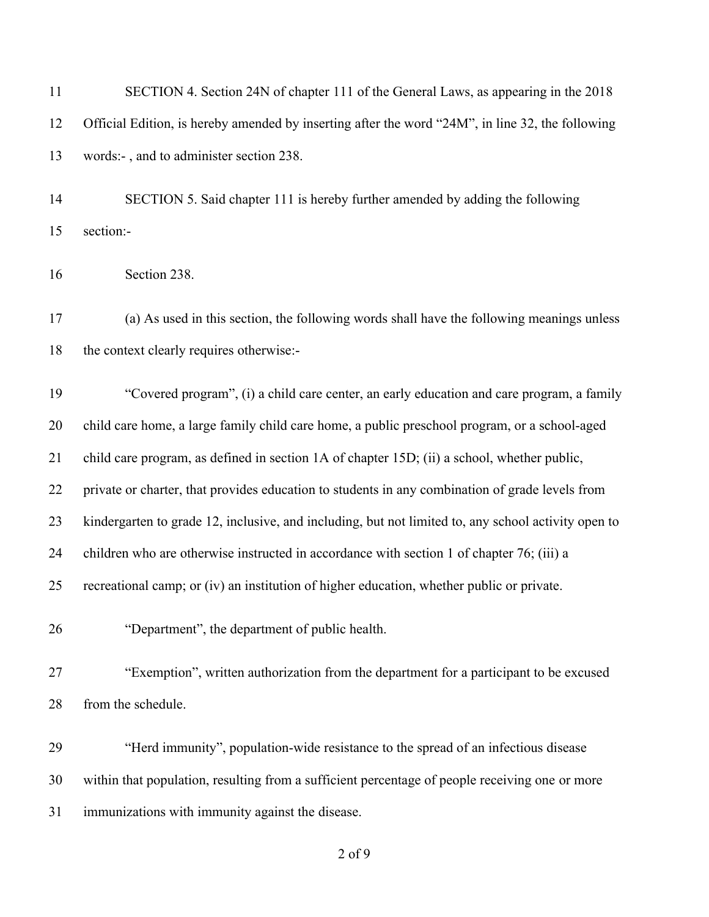SECTION 4. Section 24N of chapter 111 of the General Laws, as appearing in the 2018 Official Edition, is hereby amended by inserting after the word "24M", in line 32, the following words:- , and to administer section 238.

SECTION 5. Said chapter 111 is hereby further amended by adding the following section:-

Section 238.

(a) As used in this section, the following words shall have the following meanings unless the context clearly requires otherwise:-

"Covered program", (i) a child care center, an early education and care program, a family child care home, a large family child care home, a public preschool program, or a school-aged child care program, as defined in section 1A of chapter 15D; (ii) a school, whether public, private or charter, that provides education to students in any combination of grade levels from kindergarten to grade 12, inclusive, and including, but not limited to, any school activity open to children who are otherwise instructed in accordance with section 1 of chapter 76; (iii) a recreational camp; or (iv) an institution of higher education, whether public or private.

"Department", the department of public health.

"Exemption", written authorization from the department for a participant to be excused from the schedule.

"Herd immunity", population-wide resistance to the spread of an infectious disease within that population, resulting from a sufficient percentage of people receiving one or more immunizations with immunity against the disease.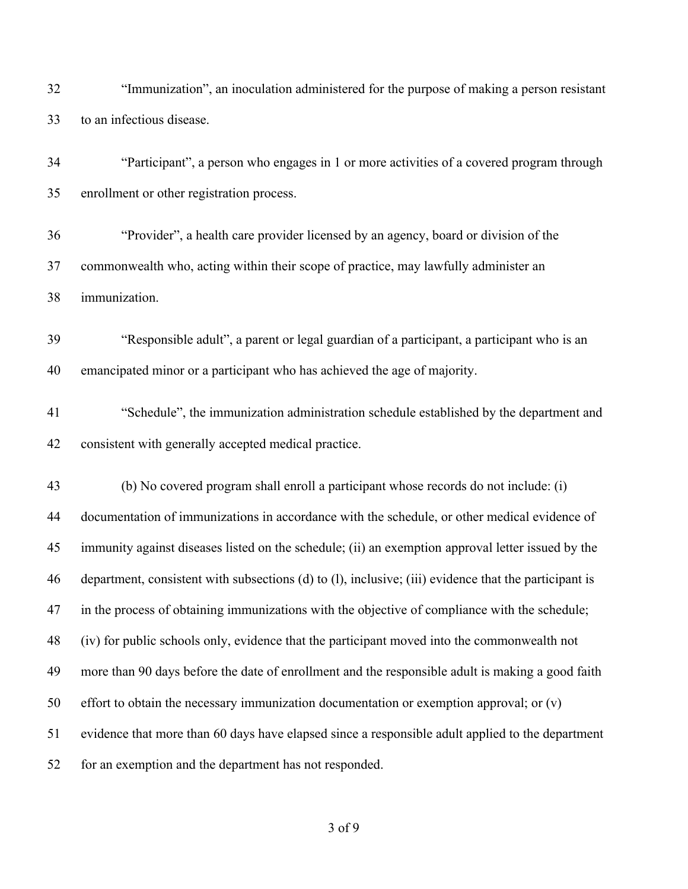"Immunization", an inoculation administered for the purpose of making a person resistant to an infectious disease.

"Participant", a person who engages in 1 or more activities of a covered program through enrollment or other registration process.

"Provider", a health care provider licensed by an agency, board or division of the commonwealth who, acting within their scope of practice, may lawfully administer an immunization.

"Responsible adult", a parent or legal guardian of a participant, a participant who is an emancipated minor or a participant who has achieved the age of majority.

"Schedule", the immunization administration schedule established by the department and consistent with generally accepted medical practice.

(b) No covered program shall enroll a participant whose records do not include: (i) documentation of immunizations in accordance with the schedule, or other medical evidence of immunity against diseases listed on the schedule; (ii) an exemption approval letter issued by the department, consistent with subsections (d) to (l), inclusive; (iii) evidence that the participant is in the process of obtaining immunizations with the objective of compliance with the schedule; (iv) for public schools only, evidence that the participant moved into the commonwealth not more than 90 days before the date of enrollment and the responsible adult is making a good faith effort to obtain the necessary immunization documentation or exemption approval; or (v) evidence that more than 60 days have elapsed since a responsible adult applied to the department for an exemption and the department has not responded.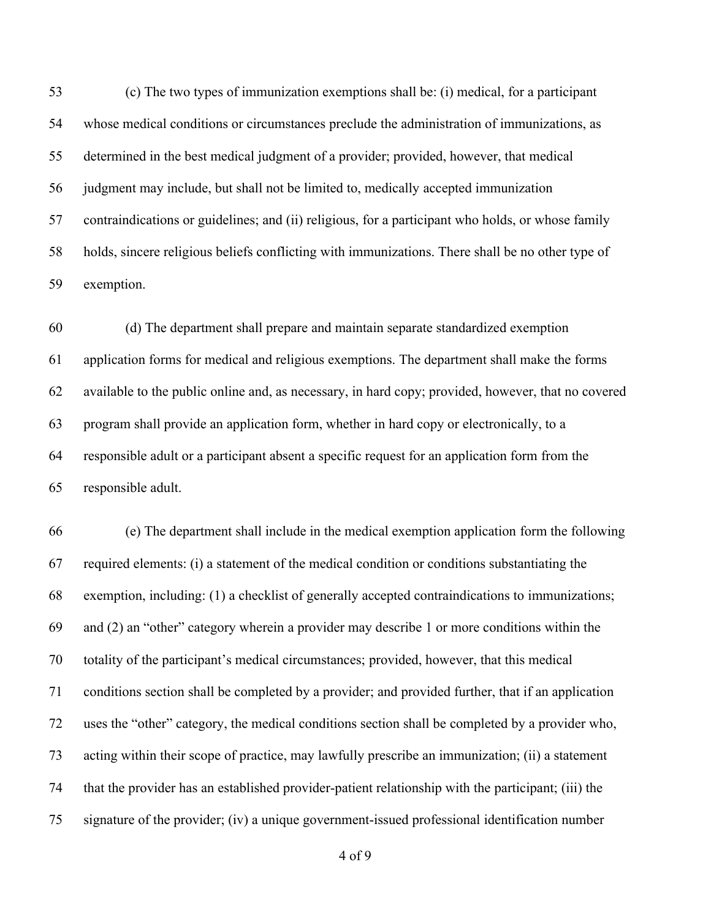(c) The two types of immunization exemptions shall be: (i) medical, for a participant whose medical conditions or circumstances preclude the administration of immunizations, as determined in the best medical judgment of a provider; provided, however, that medical judgment may include, but shall not be limited to, medically accepted immunization contraindications or guidelines; and (ii) religious, for a participant who holds, or whose family holds, sincere religious beliefs conflicting with immunizations. There shall be no other type of exemption.

(d) The department shall prepare and maintain separate standardized exemption application forms for medical and religious exemptions. The department shall make the forms available to the public online and, as necessary, in hard copy; provided, however, that no covered program shall provide an application form, whether in hard copy or electronically, to a responsible adult or a participant absent a specific request for an application form from the responsible adult.

(e) The department shall include in the medical exemption application form the following required elements: (i) a statement of the medical condition or conditions substantiating the exemption, including: (1) a checklist of generally accepted contraindications to immunizations; and (2) an "other" category wherein a provider may describe 1 or more conditions within the totality of the participant's medical circumstances; provided, however, that this medical conditions section shall be completed by a provider; and provided further, that if an application uses the "other" category, the medical conditions section shall be completed by a provider who, acting within their scope of practice, may lawfully prescribe an immunization; (ii) a statement that the provider has an established provider-patient relationship with the participant; (iii) the signature of the provider; (iv) a unique government-issued professional identification number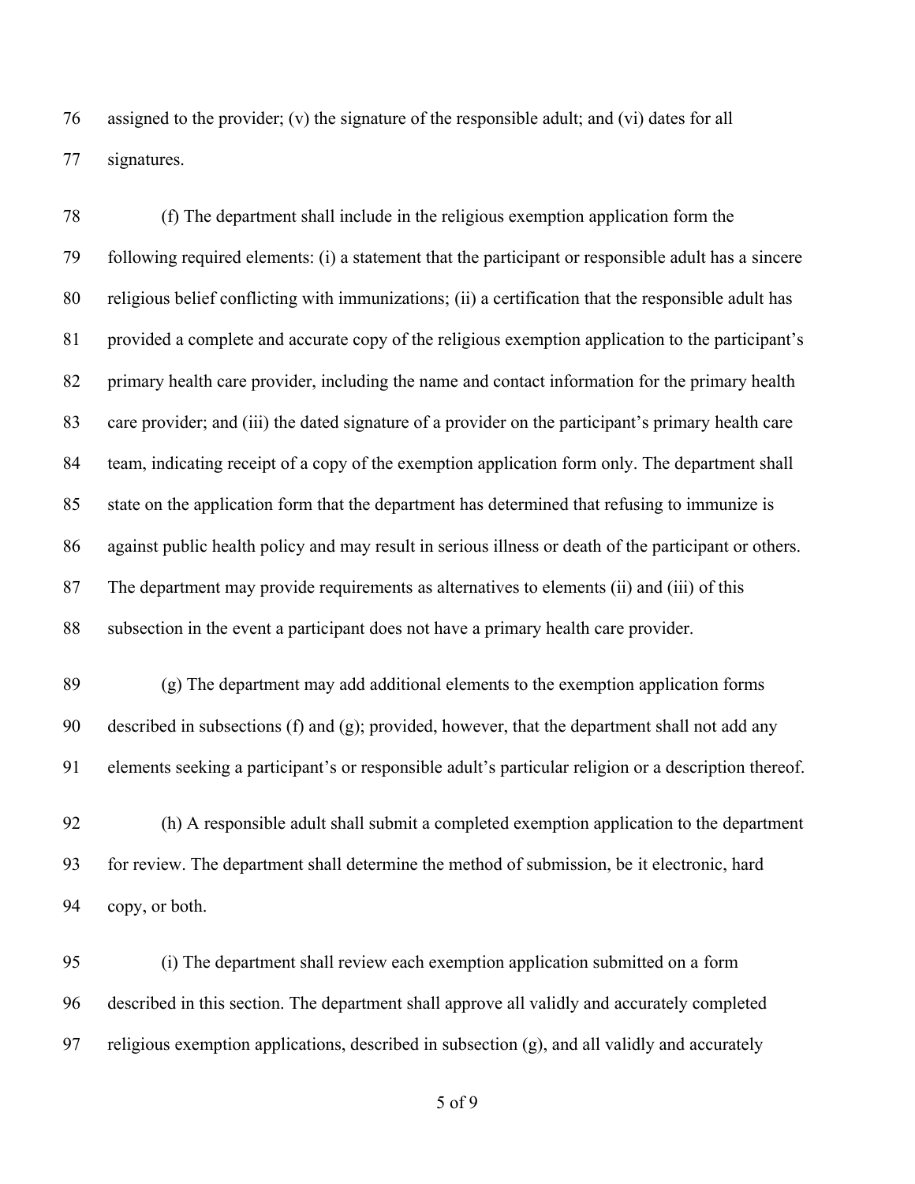assigned to the provider; (v) the signature of the responsible adult; and (vi) dates for all signatures.

(f) The department shall include in the religious exemption application form the following required elements: (i) a statement that the participant or responsible adult has a sincere religious belief conflicting with immunizations; (ii) a certification that the responsible adult has provided a complete and accurate copy of the religious exemption application to the participant's primary health care provider, including the name and contact information for the primary health care provider; and (iii) the dated signature of a provider on the participant's primary health care team, indicating receipt of a copy of the exemption application form only. The department shall state on the application form that the department has determined that refusing to immunize is against public health policy and may result in serious illness or death of the participant or others. The department may provide requirements as alternatives to elements (ii) and (iii) of this subsection in the event a participant does not have a primary health care provider.

(g) The department may add additional elements to the exemption application forms described in subsections (f) and (g); provided, however, that the department shall not add any elements seeking a participant's or responsible adult's particular religion or a description thereof.

(h) A responsible adult shall submit a completed exemption application to the department for review. The department shall determine the method of submission, be it electronic, hard copy, or both.

(i) The department shall review each exemption application submitted on a form described in this section. The department shall approve all validly and accurately completed religious exemption applications, described in subsection (g), and all validly and accurately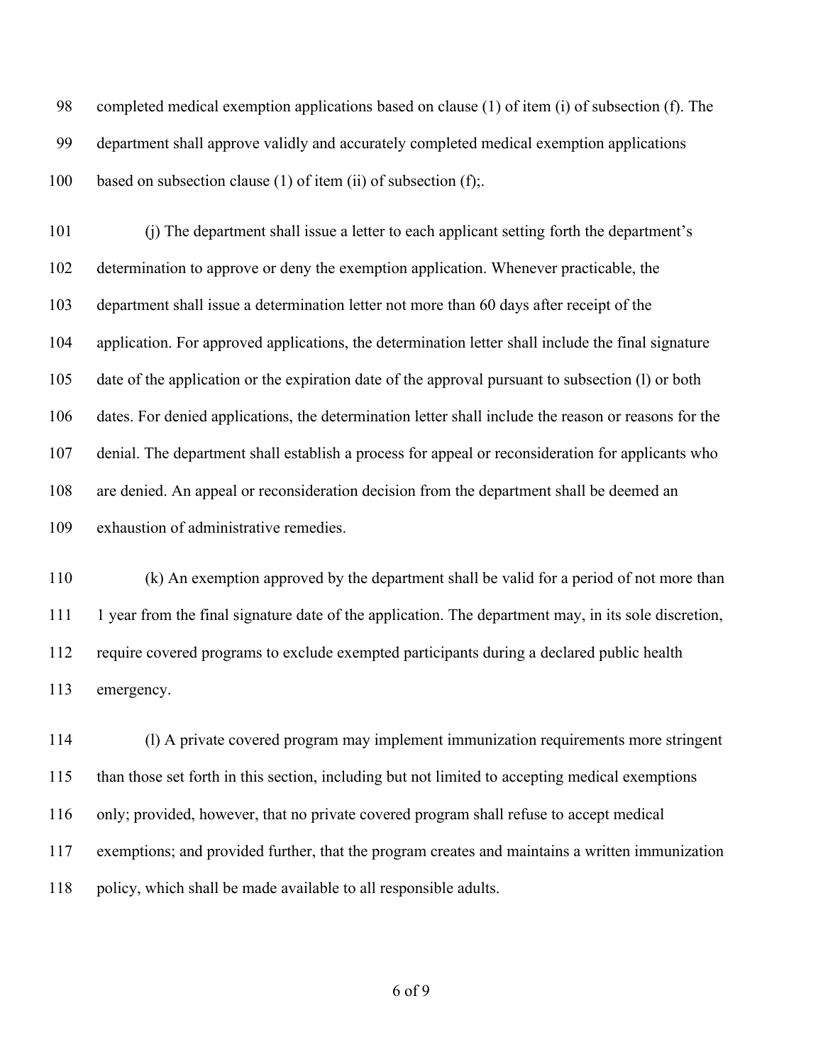completed medical exemption applications based on clause (1) of item (i) of subsection (f). The department shall approve validly and accurately completed medical exemption applications based on subsection clause (1) of item (ii) of subsection (f);.

(j) The department shall issue a letter to each applicant setting forth the department's determination to approve or deny the exemption application. Whenever practicable, the department shall issue a determination letter not more than 60 days after receipt of the application. For approved applications, the determination letter shall include the final signature date of the application or the expiration date of the approval pursuant to subsection (l) or both dates. For denied applications, the determination letter shall include the reason or reasons for the denial. The department shall establish a process for appeal or reconsideration for applicants who are denied. An appeal or reconsideration decision from the department shall be deemed an exhaustion of administrative remedies.

(k) An exemption approved by the department shall be valid for a period of not more than 1 year from the final signature date of the application. The department may, in its sole discretion, require covered programs to exclude exempted participants during a declared public health emergency.

(l) A private covered program may implement immunization requirements more stringent than those set forth in this section, including but not limited to accepting medical exemptions only; provided, however, that no private covered program shall refuse to accept medical exemptions; and provided further, that the program creates and maintains a written immunization policy, which shall be made available to all responsible adults.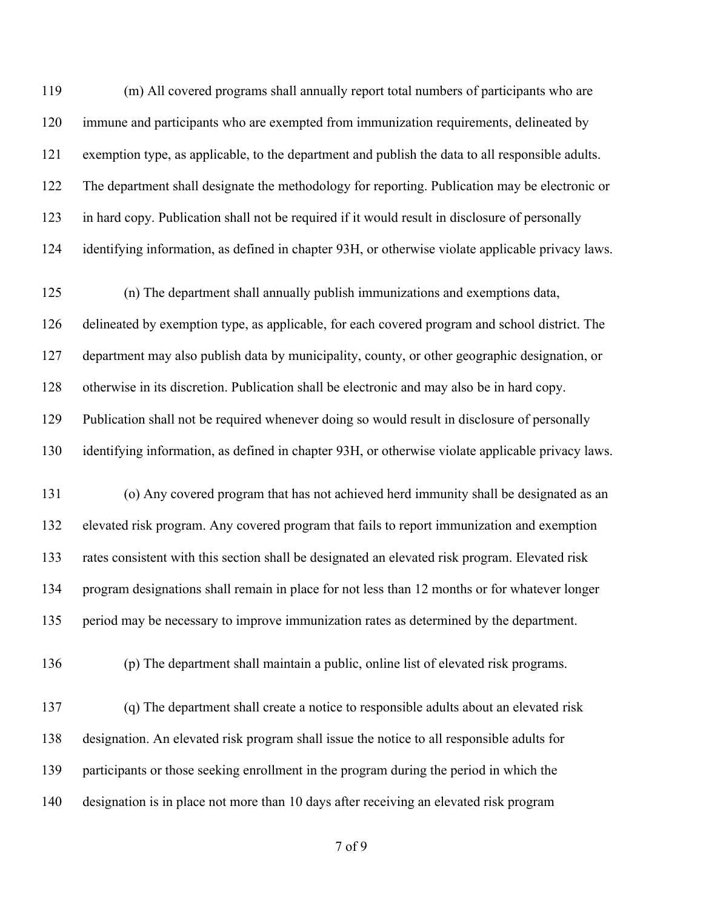(m) All covered programs shall annually report total numbers of participants who are immune and participants who are exempted from immunization requirements, delineated by exemption type, as applicable, to the department and publish the data to all responsible adults. The department shall designate the methodology for reporting. Publication may be electronic or in hard copy. Publication shall not be required if it would result in disclosure of personally identifying information, as defined in chapter 93H, or otherwise violate applicable privacy laws.

(n) The department shall annually publish immunizations and exemptions data, delineated by exemption type, as applicable, for each covered program and school district. The department may also publish data by municipality, county, or other geographic designation, or otherwise in its discretion. Publication shall be electronic and may also be in hard copy. Publication shall not be required whenever doing so would result in disclosure of personally identifying information, as defined in chapter 93H, or otherwise violate applicable privacy laws.

(o) Any covered program that has not achieved herd immunity shall be designated as an elevated risk program. Any covered program that fails to report immunization and exemption rates consistent with this section shall be designated an elevated risk program. Elevated risk program designations shall remain in place for not less than 12 months or for whatever longer period may be necessary to improve immunization rates as determined by the department.

(p) The department shall maintain a public, online list of elevated risk programs.

(q) The department shall create a notice to responsible adults about an elevated risk designation. An elevated risk program shall issue the notice to all responsible adults for participants or those seeking enrollment in the program during the period in which the designation is in place not more than 10 days after receiving an elevated risk program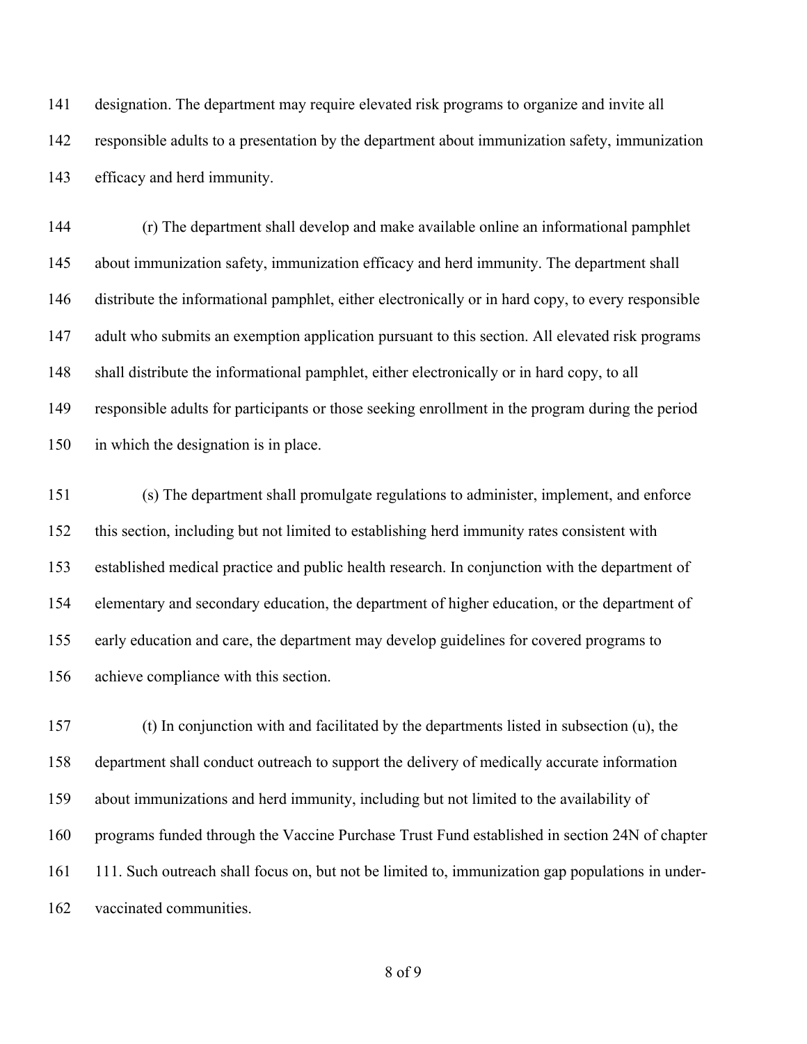designation. The department may require elevated risk programs to organize and invite all responsible adults to a presentation by the department about immunization safety, immunization efficacy and herd immunity.

(r) The department shall develop and make available online an informational pamphlet about immunization safety, immunization efficacy and herd immunity. The department shall distribute the informational pamphlet, either electronically or in hard copy, to every responsible adult who submits an exemption application pursuant to this section. All elevated risk programs shall distribute the informational pamphlet, either electronically or in hard copy, to all responsible adults for participants or those seeking enrollment in the program during the period in which the designation is in place.

(s) The department shall promulgate regulations to administer, implement, and enforce this section, including but not limited to establishing herd immunity rates consistent with established medical practice and public health research. In conjunction with the department of elementary and secondary education, the department of higher education, or the department of early education and care, the department may develop guidelines for covered programs to achieve compliance with this section.

(t) In conjunction with and facilitated by the departments listed in subsection (u), the department shall conduct outreach to support the delivery of medically accurate information about immunizations and herd immunity, including but not limited to the availability of programs funded through the Vaccine Purchase Trust Fund established in section 24N of chapter 111. Such outreach shall focus on, but not be limited to, immunization gap populations in under-vaccinated communities.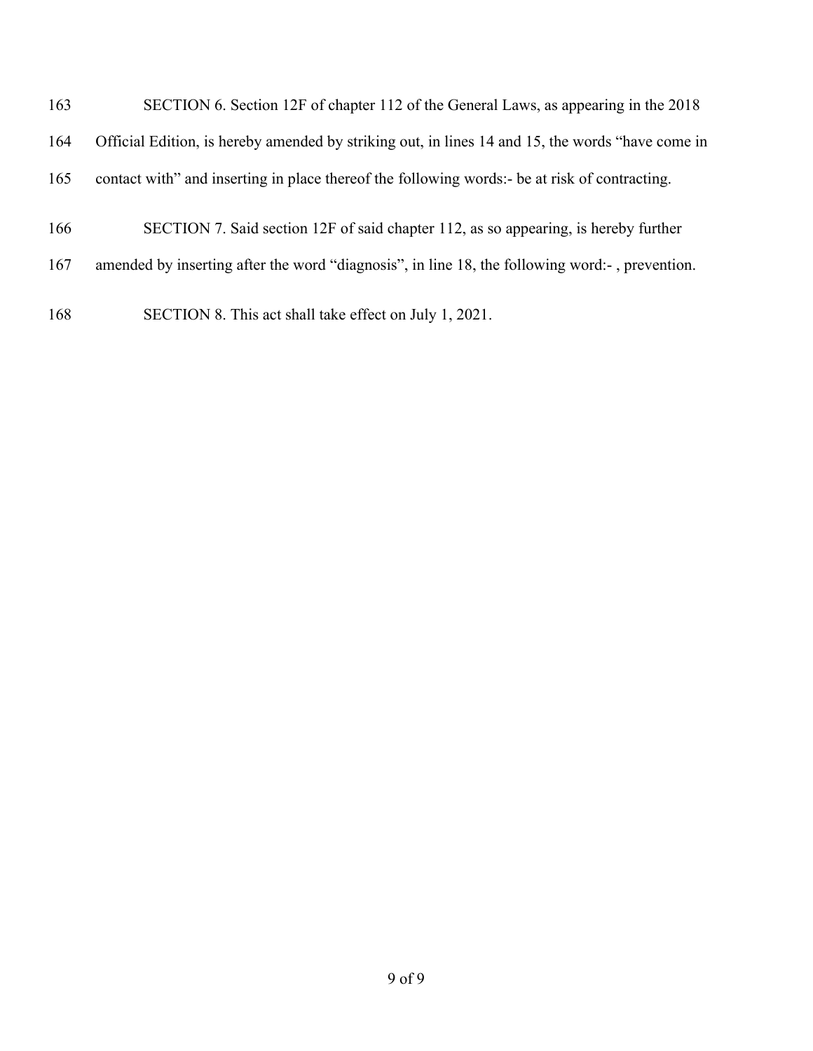163 SECTION 6. Section 12F of chapter 112 of the General Laws, as appearing in the 2018
164 Official Edition, is hereby amended by striking out, in lines 14 and 15, the words "have come in
165 contact with" and inserting in place thereof the following words:- be at risk of contracting.

166 SECTION 7. Said section 12F of said chapter 112, as so appearing, is hereby further
167 amended by inserting after the word "diagnosis", in line 18, the following word:- , prevention.

168 SECTION 8. This act shall take effect on July 1, 2021.